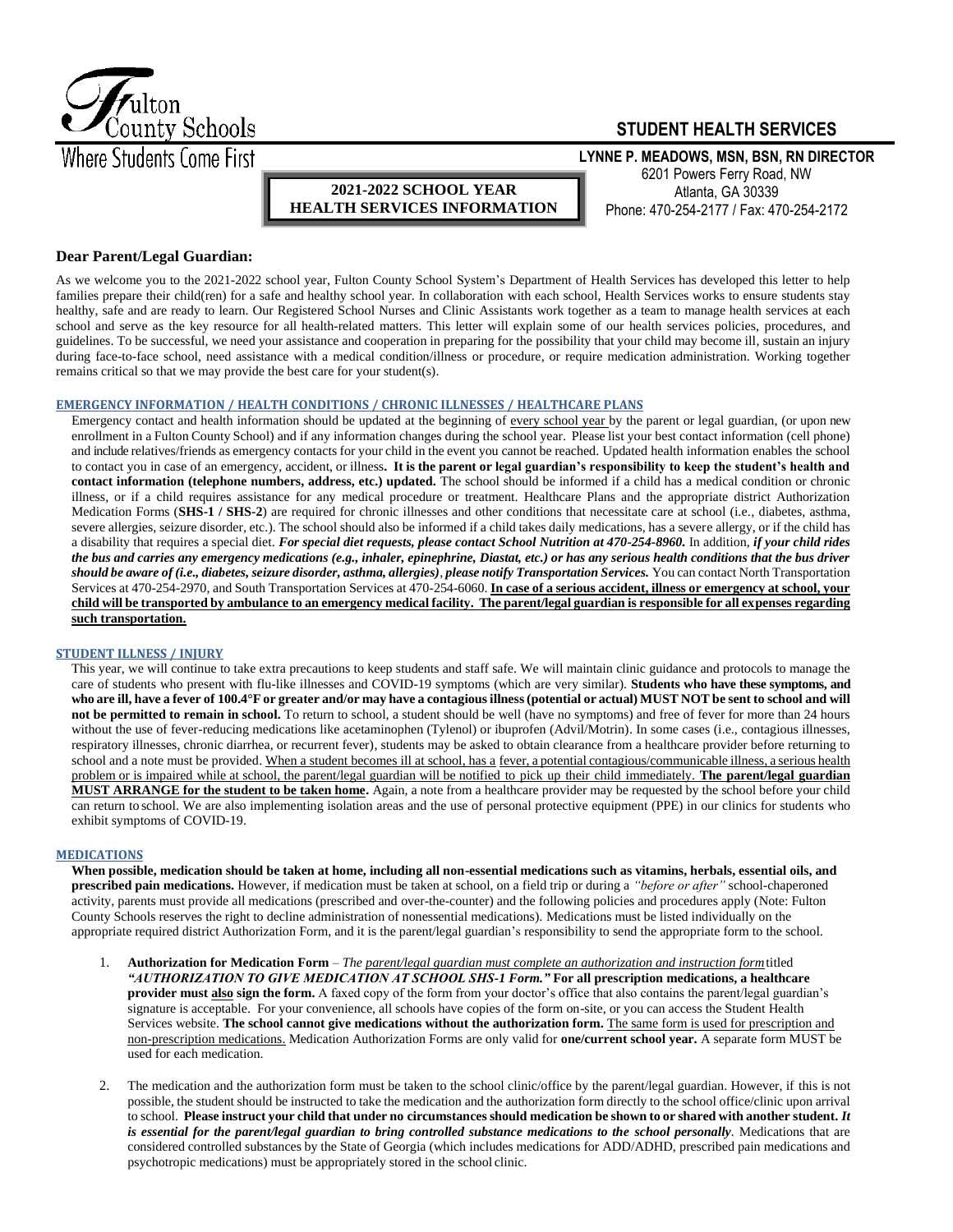Fulton County Schools
Where Students Come First

# STUDENT HEALTH SERVICES

**LYNNE P. MEADOWS, MSN, BSN, RN DIRECTOR**
6201 Powers Ferry Road, NW
Atlanta, GA 30339
Phone: 470-254-2177 / Fax: 470-254-2172

**2021-2022 SCHOOL YEAR**
**HEALTH SERVICES INFORMATION**

## Dear Parent/Legal Guardian:

As we welcome you to the 2021-2022 school year, Fulton County School System's Department of Health Services has developed this letter to help families prepare their child(ren) for a safe and healthy school year. In collaboration with each school, Health Services works to ensure students stay healthy, safe and are ready to learn. Our Registered School Nurses and Clinic Assistants work together as a team to manage health services at each school and serve as the key resource for all health-related matters. This letter will explain some of our health services policies, procedures, and guidelines. To be successful, we need your assistance and cooperation in preparing for the possibility that your child may become ill, sustain an injury during face-to-face school, need assistance with a medical condition/illness or procedure, or require medication administration. Working together remains critical so that we may provide the best care for your student(s).

### EMERGENCY INFORMATION / HEALTH CONDITIONS / CHRONIC ILLNESSES / HEALTHCARE PLANS

Emergency contact and health information should be updated at the beginning of every school year by the parent or legal guardian, (or upon new enrollment in a Fulton County School) and if any information changes during the school year. Please list your best contact information (cell phone) and include relatives/friends as emergency contacts for your child in the event you cannot be reached. Updated health information enables the school to contact you in case of an emergency, accident, or illness**. It is the parent or legal guardian's responsibility to keep the student's health and contact information (telephone numbers, address, etc.) updated.** The school should be informed if a child has a medical condition or chronic illness, or if a child requires assistance for any medical procedure or treatment. Healthcare Plans and the appropriate district Authorization Medication Forms (**SHS-1 / SHS-2**) are required for chronic illnesses and other conditions that necessitate care at school (i.e., diabetes, asthma, severe allergies, seizure disorder, etc.). The school should also be informed if a child takes daily medications, has a severe allergy, or if the child has a disability that requires a special diet. ***For special diet requests, please contact School Nutrition at 470-254-8960.*** In addition, ***if your child rides the bus and carries any emergency medications (e.g., inhaler, epinephrine, Diastat, etc.) or has any serious health conditions that the bus driver should be aware of (i.e., diabetes, seizure disorder, asthma, allergies)***, ***please notify Transportation Services.*** You can contact North Transportation Services at 470-254-2970, and South Transportation Services at 470-254-6060. **In case of a serious accident, illness or emergency at school, your child will be transported by ambulance to an emergency medical facility. The parent/legal guardian is responsible for all expenses regarding such transportation.**

### STUDENT ILLNESS / INJURY

This year, we will continue to take extra precautions to keep students and staff safe. We will maintain clinic guidance and protocols to manage the care of students who present with flu-like illnesses and COVID-19 symptoms (which are very similar). **Students who have these symptoms, and who are ill, have a fever of 100.4°F or greater and/or may have a contagious illness (potential or actual) MUST NOT be sent to school and will not be permitted to remain in school.** To return to school, a student should be well (have no symptoms) and free of fever for more than 24 hours without the use of fever-reducing medications like acetaminophen (Tylenol) or ibuprofen (Advil/Motrin). In some cases (i.e., contagious illnesses, respiratory illnesses, chronic diarrhea, or recurrent fever), students may be asked to obtain clearance from a healthcare provider before returning to school and a note must be provided. When a student becomes ill at school, has a fever, a potential contagious/communicable illness, a serious health problem or is impaired while at school, the parent/legal guardian will be notified to pick up their child immediately. **The parent/legal guardian MUST ARRANGE for the student to be taken home.** Again, a note from a healthcare provider may be requested by the school before your child can return to school. We are also implementing isolation areas and the use of personal protective equipment (PPE) in our clinics for students who exhibit symptoms of COVID-19.

### MEDICATIONS

**When possible, medication should be taken at home, including all non-essential medications such as vitamins, herbals, essential oils, and prescribed pain medications.** However, if medication must be taken at school, on a field trip or during a *"before or after"* school-chaperoned activity, parents must provide all medications (prescribed and over-the-counter) and the following policies and procedures apply (Note: Fulton County Schools reserves the right to decline administration of nonessential medications). Medications must be listed individually on the appropriate required district Authorization Form, and it is the parent/legal guardian's responsibility to send the appropriate form to the school.

1. **Authorization for Medication Form** – *The parent/legal guardian must complete an authorization and instruction form* titled ***"AUTHORIZATION TO GIVE MEDICATION AT SCHOOL SHS-1 Form."*** **For all prescription medications, a healthcare provider must also sign the form.** A faxed copy of the form from your doctor's office that also contains the parent/legal guardian's signature is acceptable. For your convenience, all schools have copies of the form on-site, or you can access the Student Health Services website. **The school cannot give medications without the authorization form.** The same form is used for prescription and non-prescription medications. Medication Authorization Forms are only valid for **one/current school year.** A separate form MUST be used for each medication.

2. The medication and the authorization form must be taken to the school clinic/office by the parent/legal guardian. However, if this is not possible, the student should be instructed to take the medication and the authorization form directly to the school office/clinic upon arrival to school. **Please instruct your child that under no circumstances should medication be shown to or shared with another student.** ***It is essential for the parent/legal guardian to bring controlled substance medications to the school personally***. Medications that are considered controlled substances by the State of Georgia (which includes medications for ADD/ADHD, prescribed pain medications and psychotropic medications) must be appropriately stored in the school clinic.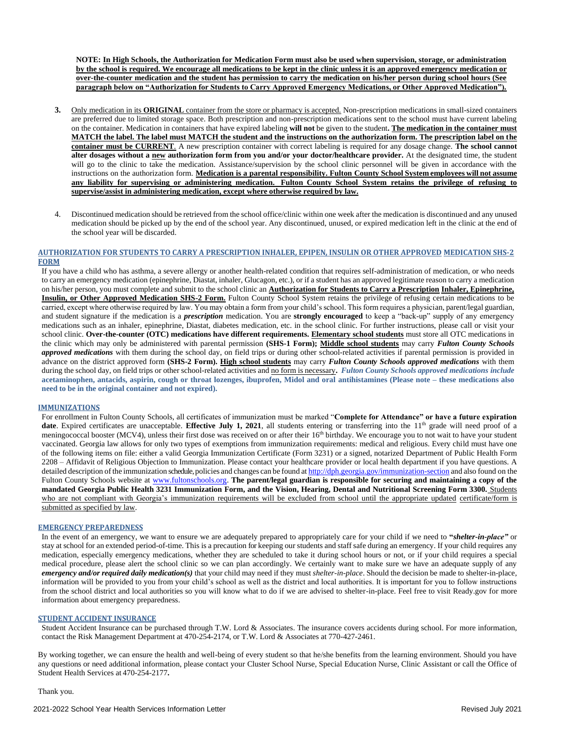**NOTE: In High Schools, the Authorization for Medication Form must also be used when supervision, storage, or administration by the school is required. We encourage all medications to be kept in the clinic unless it is an approved emergency medication or over-the-counter medication and the student has permission to carry the medication on his/her person during school hours (See paragraph below on "Authorization for Students to Carry Approved Emergency Medications, or Other Approved Medication").**

3. Only medication in its **ORIGINAL** container from the store or pharmacy is accepted. Non-prescription medications in small-sized containers are preferred due to limited storage space. Both prescription and non-prescription medications sent to the school must have current labeling on the container. Medication in containers that have expired labeling **will not** be given to the student**. The medication in the container must MATCH the label. The label must MATCH the student and the instructions on the authorization form. The prescription label on the container must be CURRENT**. A new prescription container with correct labeling is required for any dosage change. **The school cannot alter dosages without a new authorization form from you and/or your doctor/healthcare provider.** At the designated time, the student will go to the clinic to take the medication. Assistance/supervision by the school clinic personnel will be given in accordance with the instructions on the authorization form. **Medication is a parental responsibility. Fulton County School System employees will not assume any liability for supervising or administering medication. Fulton County School System retains the privilege of refusing to supervise/assist in administering medication, except where otherwise required by law.**

4. Discontinued medication should be retrieved from the school office/clinic within one week after the medication is discontinued and any unused medication should be picked up by the end of the school year. Any discontinued, unused, or expired medication left in the clinic at the end of the school year will be discarded.

## AUTHORIZATION FOR STUDENTS TO CARRY A PRESCRIPTION INHALER, EPIPEN, INSULIN OR OTHER APPROVED MEDICATION SHS-2 FORM

If you have a child who has asthma, a severe allergy or another health-related condition that requires self-administration of medication, or who needs to carry an emergency medication (epinephrine, Diastat, inhaler, Glucagon, etc.), or if a student has an approved legitimate reason to carry a medication on his/her person, you must complete and submit to the school clinic an **Authorization for Students to Carry a Prescription Inhaler, Epinephrine, Insulin, or Other Approved Medication SHS-2 Form.** Fulton County School System retains the privilege of refusing certain medications to be carried, except where otherwise required by law. You may obtain a form from your child's school. This form requires a physician, parent/legal guardian, and student signature if the medication is a ***prescription*** medication. You are **strongly encouraged** to keep a "back-up" supply of any emergency medications such as an inhaler, epinephrine, Diastat, diabetes medication, etc. in the school clinic. For further instructions, please call or visit your school clinic. **Over-the-counter (OTC) medications have different requirements. Elementary school students** must store all OTC medications in the clinic which may only be administered with parental permission **(SHS-1 Form); Middle school students** may carry ***Fulton County Schools approved medications*** with them during the school day, on field trips or during other school-related activities if parental permission is provided in advance on the district approved form **(SHS-2 Form). High school students** may carry ***Fulton County Schools approved medications*** with them during the school day, on field trips or other school-related activities and no form is necessary**.** ***Fulton County Schools approved medications include*** **acetaminophen, antacids, aspirin, cough or throat lozenges, ibuprofen, Midol and oral antihistamines (Please note – these medications also need to be in the original container and not expired).**

## IMMUNIZATIONS

For enrollment in Fulton County Schools, all certificates of immunization must be marked "**Complete for Attendance" or have a future expiration date**. Expired certificates are unacceptable. **Effective July 1, 2021**, all students entering or transferring into the 11th grade will need proof of a meningococcal booster (MCV4), unless their first dose was received on or after their 16th birthday. We encourage you to not wait to have your student vaccinated. Georgia law allows for only two types of exemptions from immunization requirements: medical and religious. Every child must have one of the following items on file: either a valid Georgia Immunization Certificate (Form 3231) or a signed, notarized Department of Public Health Form 2208 – Affidavit of Religious Objection to Immunization. Please contact your healthcare provider or local health department if you have questions. A detailed description of the immunization schedule, policies and changes can be found at http://dph.georgia.gov/immunization-section and also found on the Fulton County Schools website at www.fultonschools.org. **The parent/legal guardian is responsible for securing and maintaining a copy of the mandated Georgia Public Health 3231 Immunization Form, and the Vision, Hearing, Dental and Nutritional Screening Form 3300.** Students who are not compliant with Georgia's immunization requirements will be excluded from school until the appropriate updated certificate/form is submitted as specified by law.

## EMERGENCY PREPAREDNESS

In the event of an emergency, we want to ensure we are adequately prepared to appropriately care for your child if we need to **"*shelter-in-place"*** or stay at school for an extended period-of-time. This is a precaution for keeping our students and staff safe during an emergency. If your child requires any medication, especially emergency medications, whether they are scheduled to take it during school hours or not, or if your child requires a special medical procedure, please alert the school clinic so we can plan accordingly. We certainly want to make sure we have an adequate supply of any ***emergency and/or required daily medication(s)*** that your child may need if they must *shelter-in-place*. Should the decision be made to shelter-in-place, information will be provided to you from your child's school as well as the district and local authorities. It is important for you to follow instructions from the school district and local authorities so you will know what to do if we are advised to shelter-in-place. Feel free to visit Ready.gov for more information about emergency preparedness.

## STUDENT ACCIDENT INSURANCE

Student Accident Insurance can be purchased through T.W. Lord & Associates. The insurance covers accidents during school. For more information, contact the Risk Management Department at 470-254-2174, or T.W. Lord & Associates at 770-427-2461.

By working together, we can ensure the health and well-being of every student so that he/she benefits from the learning environment. Should you have any questions or need additional information, please contact your Cluster School Nurse, Special Education Nurse, Clinic Assistant or call the Office of Student Health Services at 470-254-2177**.**

Thank you.

2021-2022 School Year Health Services Information Letter Revised July 2021